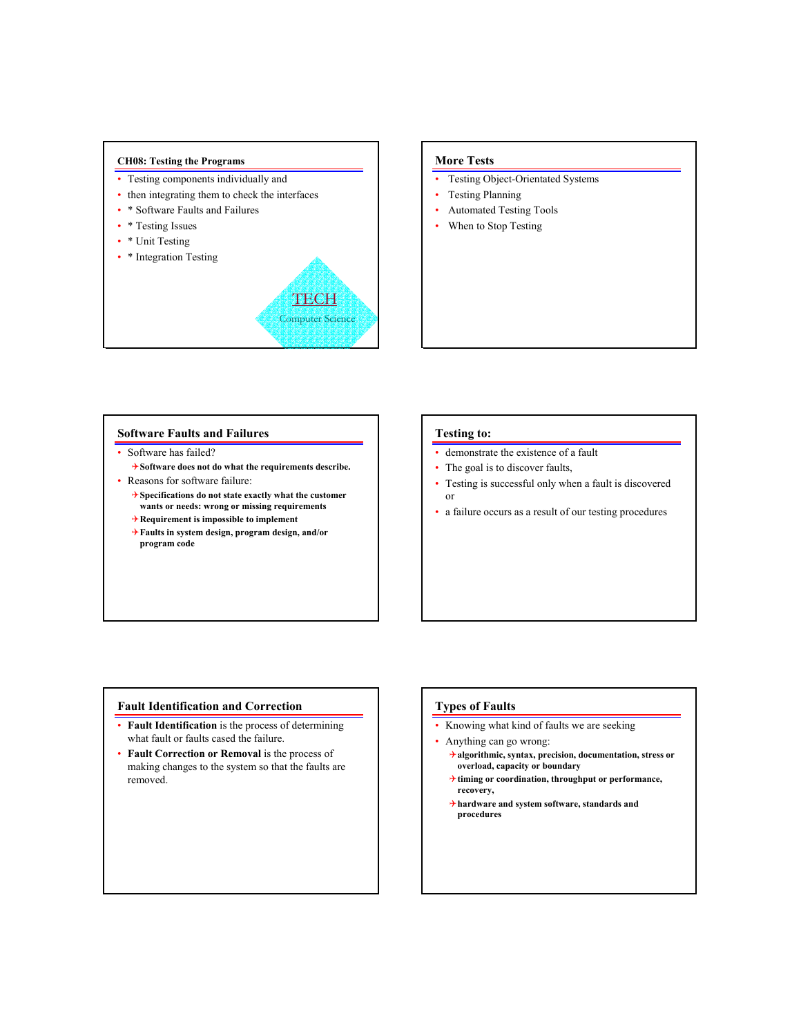## CH08: Testing the Programs

- Testing components individually and
- then integrating them to check the interfaces
- * Software Faults and Failures
- * Testing Issues
- * Unit Testing
- * Integration Testing

TECH
Computer Science

## More Tests

- Testing Object-Orientated Systems
- Testing Planning
- Automated Testing Tools
- When to Stop Testing

## Software Faults and Failures

- Software has failed?
  - **Software does not do what the requirements describe.**
- Reasons for software failure:
  - **Specifications do not state exactly what the customer wants or needs: wrong or missing requirements**
  - **Requirement is impossible to implement**
  - **Faults in system design, program design, and/or program code**

## Testing to:

- demonstrate the existence of a fault
- The goal is to discover faults,
- Testing is successful only when a fault is discovered or
- a failure occurs as a result of our testing procedures

## Fault Identification and Correction

- **Fault Identification** is the process of determining what fault or faults cased the failure.
- **Fault Correction or Removal** is the process of making changes to the system so that the faults are removed.

## Types of Faults

- Knowing what kind of faults we are seeking
- Anything can go wrong:
  - **algorithmic, syntax, precision, documentation, stress or overload, capacity or boundary**
  - **timing or coordination, throughput or performance, recovery,**
  - **hardware and system software, standards and procedures**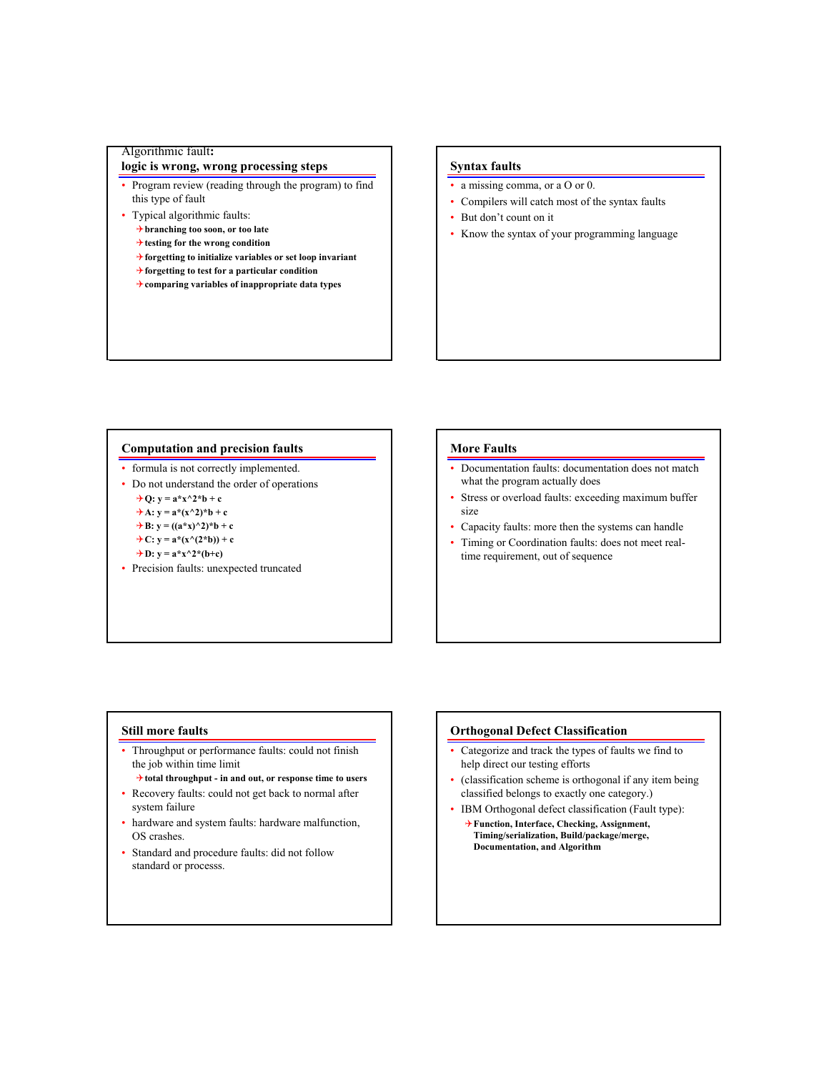## Algorithmic fault: logic is wrong, wrong processing steps

- Program review (reading through the program) to find this type of fault
- Typical algorithmic faults:
  - **branching too soon, or too late**
  - **testing for the wrong condition**
  - **forgetting to initialize variables or set loop invariant**
  - **forgetting to test for a particular condition**
  - **comparing variables of inappropriate data types**

## Syntax faults

- a missing comma, or a O or 0.
- Compilers will catch most of the syntax faults
- But don't count on it
- Know the syntax of your programming language

## Computation and precision faults

- formula is not correctly implemented.
- Do not understand the order of operations
  - **Q: y = a*x^2*b + c**
  - **A: y = a*(x^2)*b + c**
  - **B: y = ((a*x)^2)*b + c**
  - **C: y = a*(x^(2*b)) + c**
  - **D: y = a*x^2*(b+c)**
- Precision faults: unexpected truncated

## More Faults

- Documentation faults: documentation does not match what the program actually does
- Stress or overload faults: exceeding maximum buffer size
- Capacity faults: more then the systems can handle
- Timing or Coordination faults: does not meet real-time requirement, out of sequence

## Still more faults

- Throughput or performance faults: could not finish the job within time limit
  - **total throughput - in and out, or response time to users**
- Recovery faults: could not get back to normal after system failure
- hardware and system faults: hardware malfunction, OS crashes.
- Standard and procedure faults: did not follow standard or processs.

## Orthogonal Defect Classification

- Categorize and track the types of faults we find to help direct our testing efforts
- (classification scheme is orthogonal if any item being classified belongs to exactly one category.)
- IBM Orthogonal defect classification (Fault type):
  - **Function, Interface, Checking, Assignment, Timing/serialization, Build/package/merge, Documentation, and Algorithm**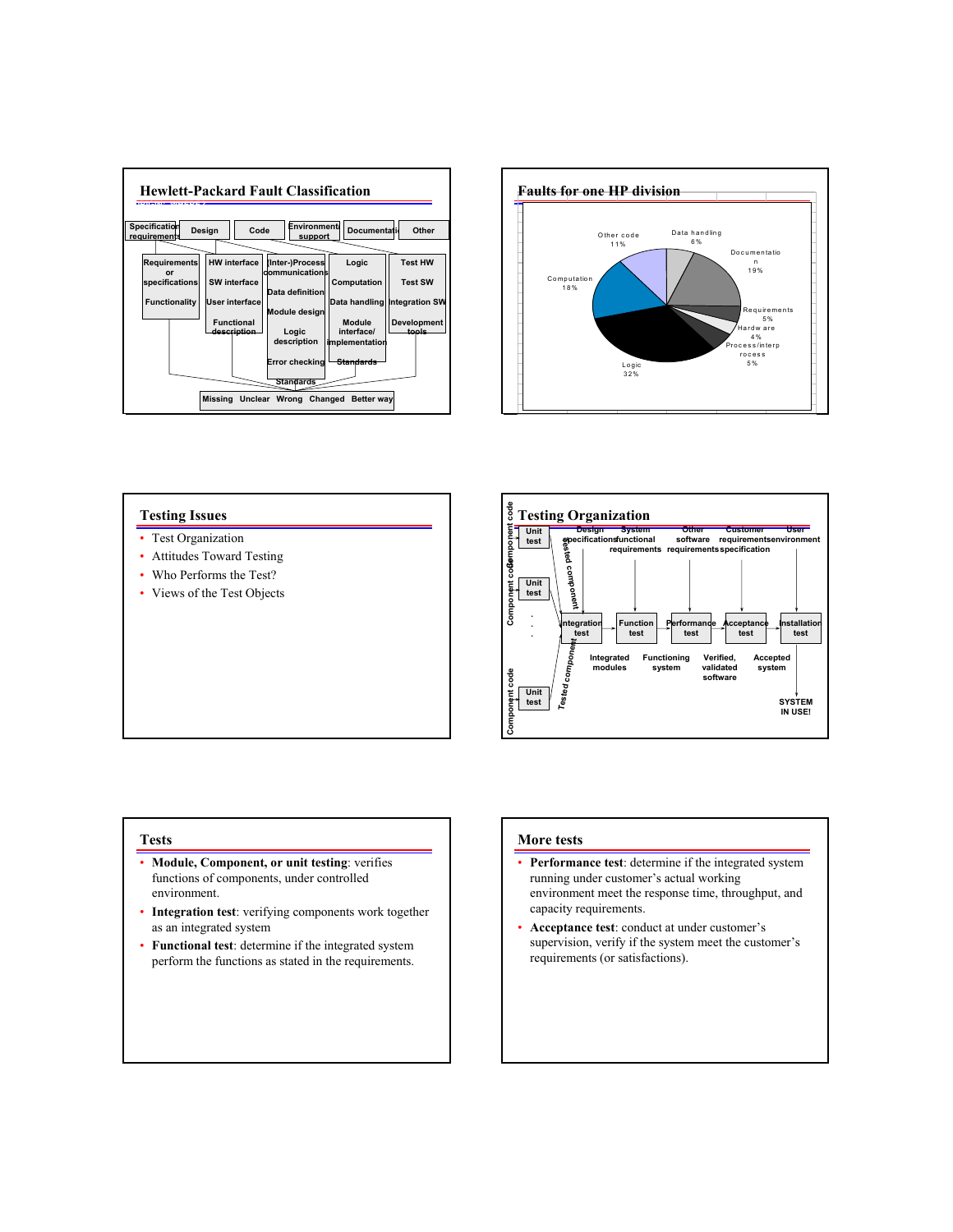## Hewlett-Packard Fault Classification

| Specification requirements | Design | Code | Environment support | Documentation | Other |
|---|---|---|---|---|---|
| Requirements or specifications | HW interface | (Inter-)Process communications | Logic | Test HW | |
| Functionality | SW interface | Data definition | Computation | Test SW | |
| | User interface | Module design | Data handling | Integration SW | |
| | Functional description | Logic description | Module interface/ implementation | Development tools | |
| | | Error checking | Standards | | |
| | | Standards | | | |

Missing Unclear Wrong Changed Better way

## Faults for one HP division

- Logic 32%
- Documentation 19%
- Computation 18%
- Other code 11%
- Data handling 6%
- Requirements 5%
- Process/interprocess 5%
- Hardware 4%

## Testing Issues

- Test Organization
- Attitudes Toward Testing
- Who Performs the Test?
- Views of the Test Objects

## Testing Organization

Component code → Unit test → Tested component → Integration test (Design specifications) → Integrated modules → Function test (System functional requirements) → Functioning system → Performance test (Other software requirements) → Verified, validated software → Acceptance test (Customer requirements specification) → Accepted system → Installation test (User environment) → SYSTEM IN USE!

## Tests

- **Module, Component, or unit testing**: verifies functions of components, under controlled environment.
- **Integration test**: verifying components work together as an integrated system
- **Functional test**: determine if the integrated system perform the functions as stated in the requirements.

## More tests

- **Performance test**: determine if the integrated system running under customer's actual working environment meet the response time, throughput, and capacity requirements.
- **Acceptance test**: conduct at under customer's supervision, verify if the system meet the customer's requirements (or satisfactions).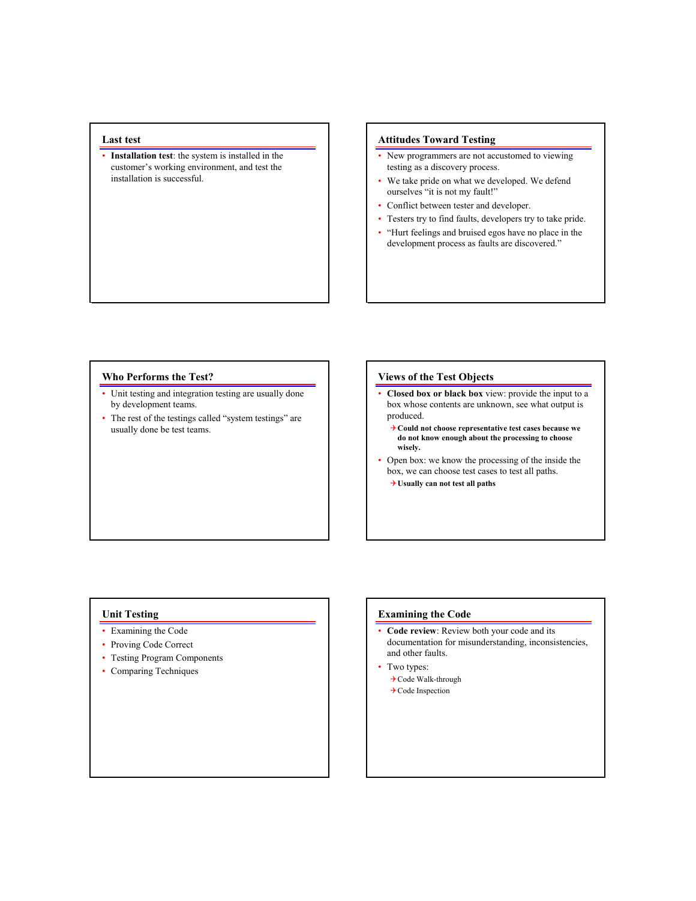## Last test

- **Installation test**: the system is installed in the customer's working environment, and test the installation is successful.

## Attitudes Toward Testing

- New programmers are not accustomed to viewing testing as a discovery process.
- We take pride on what we developed. We defend ourselves "it is not my fault!"
- Conflict between tester and developer.
- Testers try to find faults, developers try to take pride.
- "Hurt feelings and bruised egos have no place in the development process as faults are discovered."

## Who Performs the Test?

- Unit testing and integration testing are usually done by development teams.
- The rest of the testings called "system testings" are usually done be test teams.

## Views of the Test Objects

- **Closed box or black box** view: provide the input to a box whose contents are unknown, see what output is produced.
  - **Could not choose representative test cases because we do not know enough about the processing to choose wisely.**
- Open box: we know the processing of the inside the box, we can choose test cases to test all paths.
  - **Usually can not test all paths**

## Unit Testing

- Examining the Code
- Proving Code Correct
- Testing Program Components
- Comparing Techniques

## Examining the Code

- **Code review**: Review both your code and its documentation for misunderstanding, inconsistencies, and other faults.
- Two types:
  - Code Walk-through
  - Code Inspection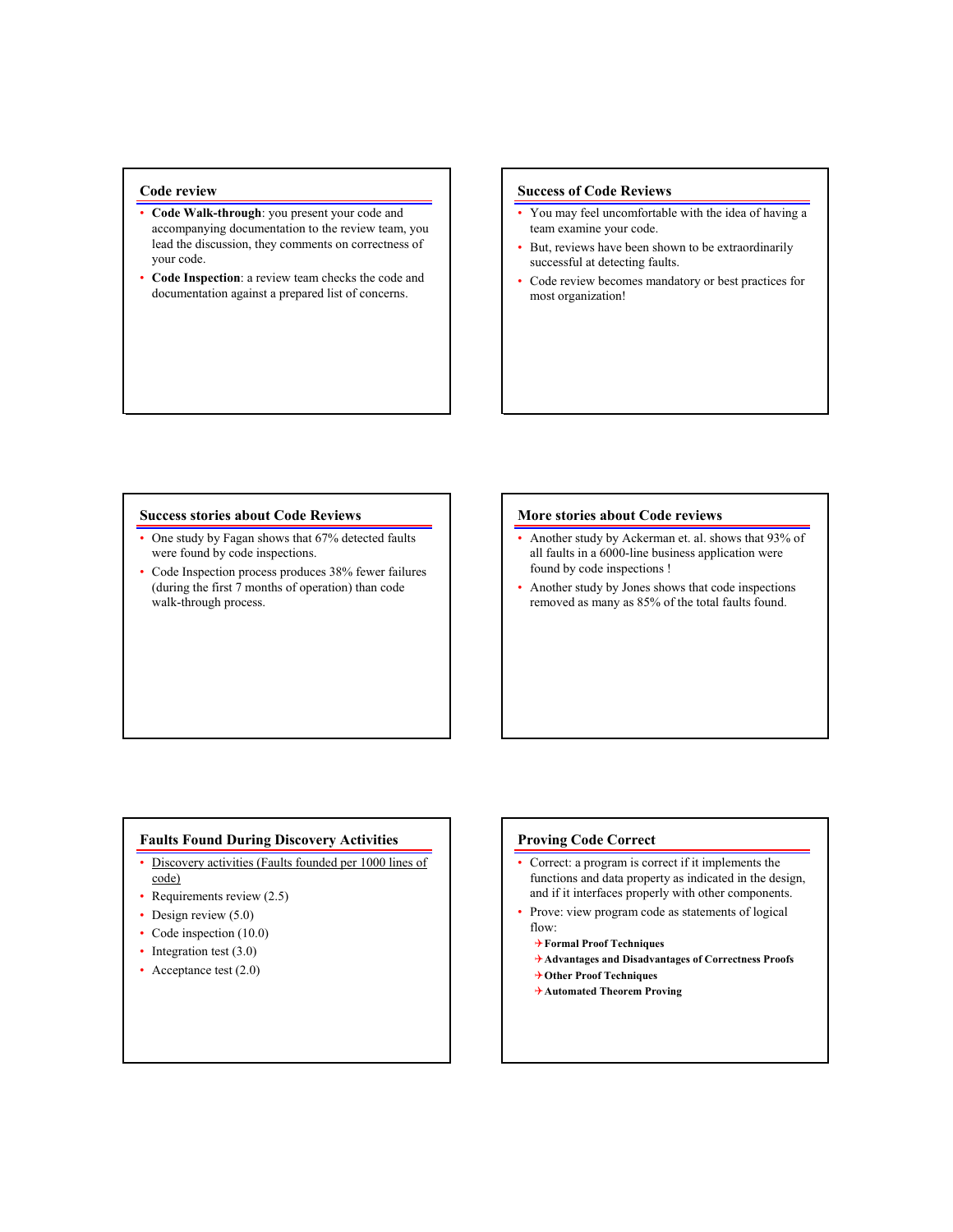## Code review

- **Code Walk-through**: you present your code and accompanying documentation to the review team, you lead the discussion, they comments on correctness of your code.
- **Code Inspection**: a review team checks the code and documentation against a prepared list of concerns.

## Success of Code Reviews

- You may feel uncomfortable with the idea of having a team examine your code.
- But, reviews have been shown to be extraordinarily successful at detecting faults.
- Code review becomes mandatory or best practices for most organization!

## Success stories about Code Reviews

- One study by Fagan shows that 67% detected faults were found by code inspections.
- Code Inspection process produces 38% fewer failures (during the first 7 months of operation) than code walk-through process.

## More stories about Code reviews

- Another study by Ackerman et. al. shows that 93% of all faults in a 6000-line business application were found by code inspections !
- Another study by Jones shows that code inspections removed as many as 85% of the total faults found.

## Faults Found During Discovery Activities

- Discovery activities (Faults founded per 1000 lines of code)
- Requirements review (2.5)
- Design review (5.0)
- Code inspection (10.0)
- Integration test (3.0)
- Acceptance test (2.0)

## Proving Code Correct

- Correct: a program is correct if it implements the functions and data property as indicated in the design, and if it interfaces properly with other components.
- Prove: view program code as statements of logical flow:
  - **Formal Proof Techniques**
  - **Advantages and Disadvantages of Correctness Proofs**
  - **Other Proof Techniques**
  - **Automated Theorem Proving**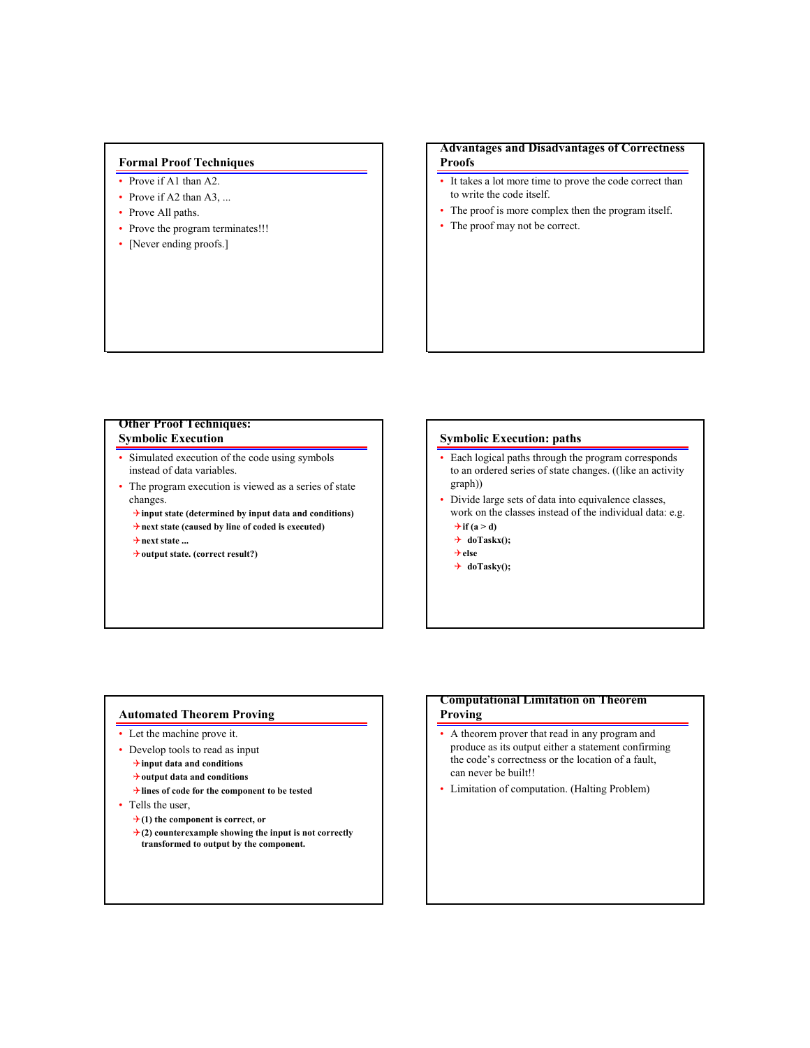## Formal Proof Techniques

- Prove if A1 than A2.
- Prove if A2 than A3, ...
- Prove All paths.
- Prove the program terminates!!!
- [Never ending proofs.]

## Advantages and Disadvantages of Correctness Proofs

- It takes a lot more time to prove the code correct than to write the code itself.
- The proof is more complex then the program itself.
- The proof may not be correct.

## Other Proof Techniques: Symbolic Execution

- Simulated execution of the code using symbols instead of data variables.
- The program execution is viewed as a series of state changes.
  - **input state (determined by input data and conditions)**
  - **next state (caused by line of coded is executed)**
  - **next state ...**
  - **output state. (correct result?)**

## Symbolic Execution: paths

- Each logical paths through the program corresponds to an ordered series of state changes. ((like an activity graph))
- Divide large sets of data into equivalence classes, work on the classes instead of the individual data: e.g.
  - **if (a > d)**
  - **doTaskx();**
  - **else**
  - **doTasky();**

## Automated Theorem Proving

- Let the machine prove it.
- Develop tools to read as input
  - **input data and conditions**
  - **output data and conditions**
  - **lines of code for the component to be tested**
- Tells the user,
  - **(1) the component is correct, or**
  - **(2) counterexample showing the input is not correctly transformed to output by the component.**

## Computational Limitation on Theorem Proving

- A theorem prover that read in any program and produce as its output either a statement confirming the code's correctness or the location of a fault, can never be built!!
- Limitation of computation. (Halting Problem)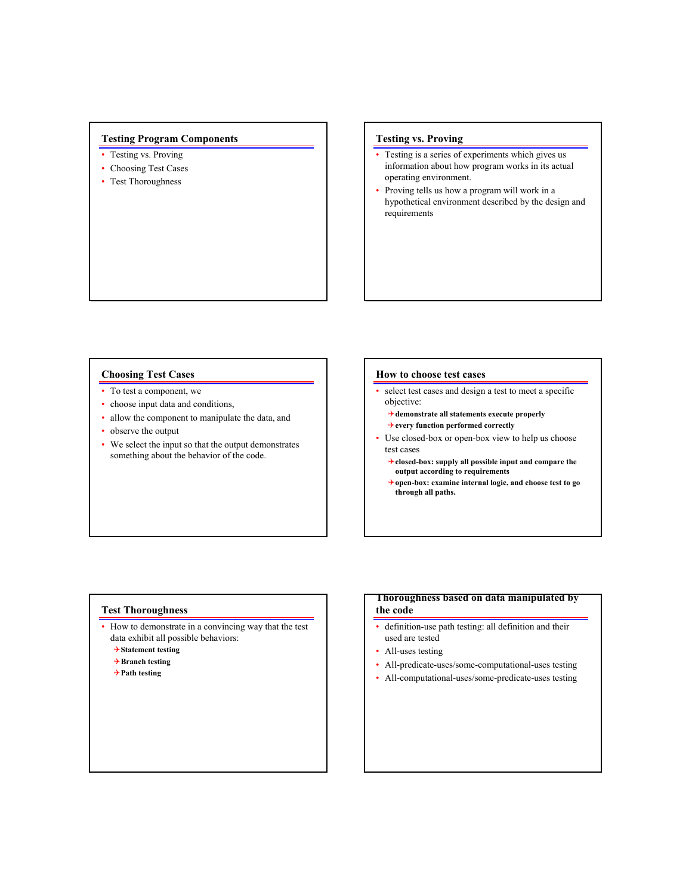## Testing Program Components

- Testing vs. Proving
- Choosing Test Cases
- Test Thoroughness

## Testing vs. Proving

- Testing is a series of experiments which gives us information about how program works in its actual operating environment.
- Proving tells us how a program will work in a hypothetical environment described by the design and requirements

## Choosing Test Cases

- To test a component, we
- choose input data and conditions,
- allow the component to manipulate the data, and
- observe the output
- We select the input so that the output demonstrates something about the behavior of the code.

## How to choose test cases

- select test cases and design a test to meet a specific objective:
  - **demonstrate all statements execute properly**
  - **every function performed correctly**
- Use closed-box or open-box view to help us choose test cases
  - **closed-box: supply all possible input and compare the output according to requirements**
  - **open-box: examine internal logic, and choose test to go through all paths.**

## Test Thoroughness

- How to demonstrate in a convincing way that the test data exhibit all possible behaviors:
  - **Statement testing**
  - **Branch testing**
  - **Path testing**

## Thoroughness based on data manipulated by the code

- definition-use path testing: all definition and their used are tested
- All-uses testing
- All-predicate-uses/some-computational-uses testing
- All-computational-uses/some-predicate-uses testing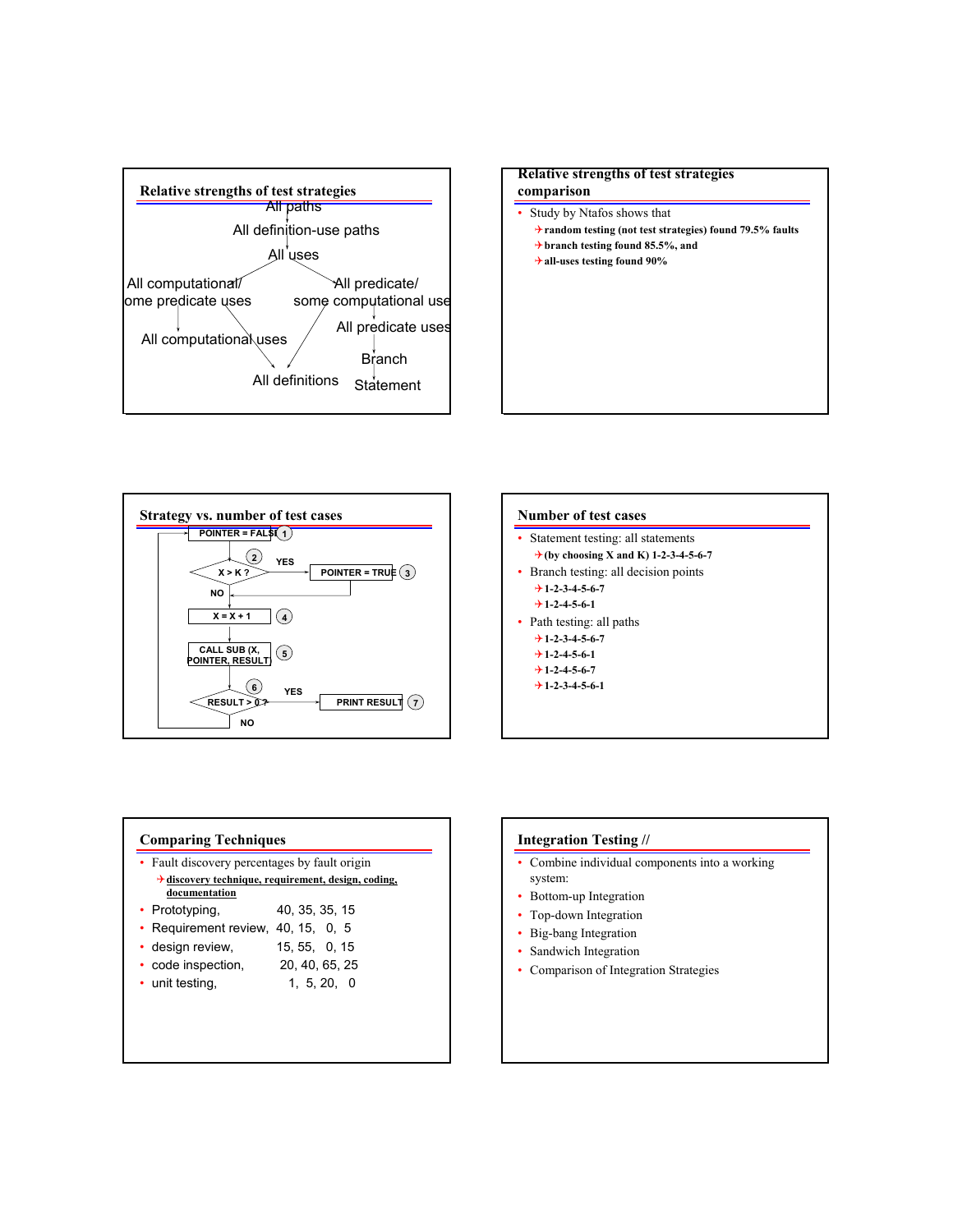## Relative strengths of test strategies

All paths

All definition-use paths

All uses

All computational/ some predicate uses

All predicate/ some computational uses

All computational uses

All predicate uses

Branch

All definitions

Statement

## Relative strengths of test strategies comparison

- Study by Ntafos shows that
  - random testing (not test strategies) found 79.5% faults
  - branch testing found 85.5%, and
  - all-uses testing found 90%

## Strategy vs. number of test cases

POINTER = FALSE (1)

X > K ? (2)

YES → POINTER = TRUE (3)

NO

X = X + 1 (4)

CALL SUB (X, POINTER, RESULT) (5)

RESULT > 0 ? (6)

YES → PRINT RESULT (7)

NO

## Number of test cases

- Statement testing: all statements
  - (by choosing X and K) 1-2-3-4-5-6-7
- Branch testing: all decision points
  - 1-2-3-4-5-6-7
  - 1-2-4-5-6-1
- Path testing: all paths
  - 1-2-3-4-5-6-7
  - 1-2-4-5-6-1
  - 1-2-4-5-6-7
  - 1-2-3-4-5-6-1

## Comparing Techniques

- Fault discovery percentages by fault origin
  - discovery technique, requirement, design, coding, documentation
- Prototyping, 40, 35, 35, 15
- Requirement review, 40, 15, 0, 5
- design review, 15, 55, 0, 15
- code inspection, 20, 40, 65, 25
- unit testing, 1, 5, 20, 0

## Integration Testing //

- Combine individual components into a working system:
- Bottom-up Integration
- Top-down Integration
- Big-bang Integration
- Sandwich Integration
- Comparison of Integration Strategies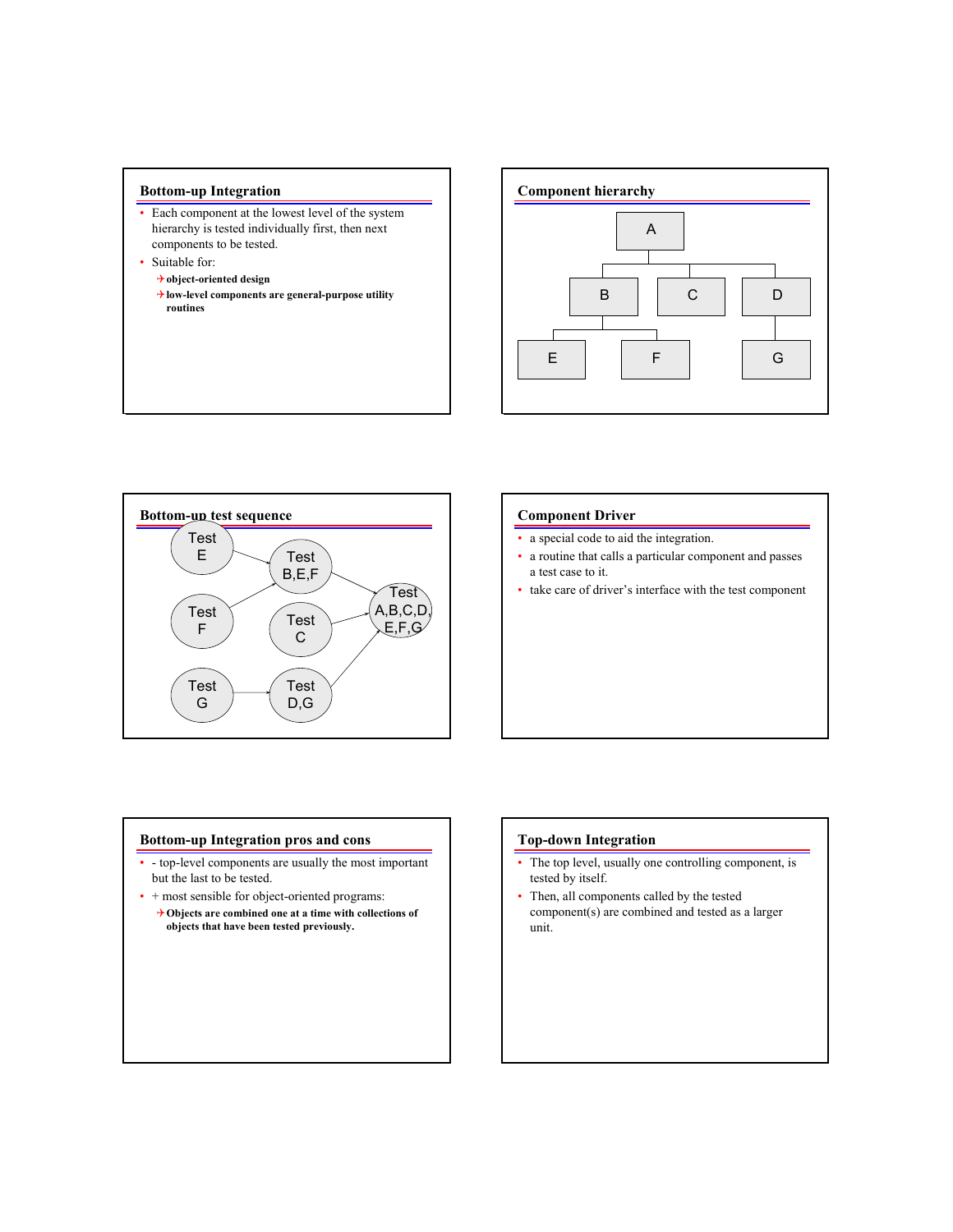## Bottom-up Integration

- Each component at the lowest level of the system hierarchy is tested individually first, then next components to be tested.
- Suitable for:
  - **object-oriented design**
  - **low-level components are general-purpose utility routines**

## Component hierarchy

A

B C D

E F G

## Bottom-up test sequence

Test E

Test B,E,F

Test F

Test C

Test A,B,C,D, E,F,G

Test G

Test D,G

## Component Driver

- a special code to aid the integration.
- a routine that calls a particular component and passes a test case to it.
- take care of driver's interface with the test component

## Bottom-up Integration pros and cons

- \- top-level components are usually the most important but the last to be tested.
- \+ most sensible for object-oriented programs:
  - **Objects are combined one at a time with collections of objects that have been tested previously.**

## Top-down Integration

- The top level, usually one controlling component, is tested by itself.
- Then, all components called by the tested component(s) are combined and tested as a larger unit.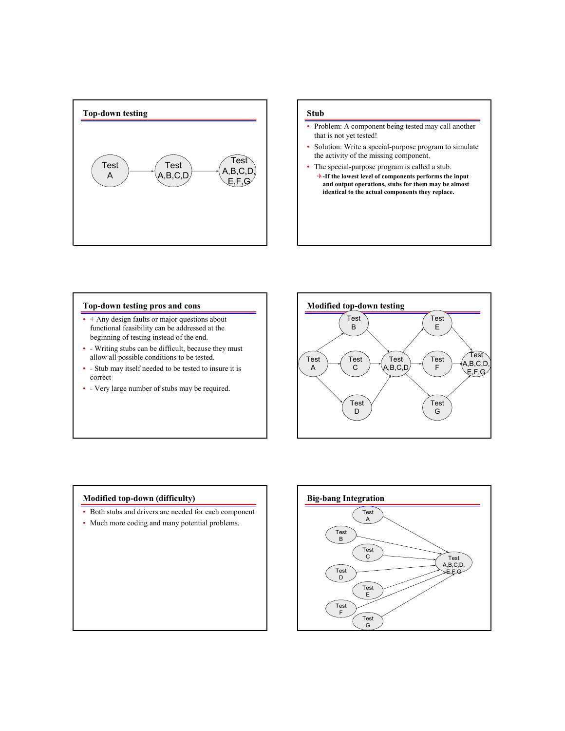## Top-down testing

Test A → Test A,B,C,D → Test A,B,C,D, E,F,G

## Stub

- Problem: A component being tested may call another that is not yet tested!
- Solution: Write a special-purpose program to simulate the activity of the missing component.
- The special-purpose program is called a stub.
  - **-If the lowest level of components performs the input and output operations, stubs for them may be almost identical to the actual components they replace.**

## Top-down testing pros and cons

- + Any design faults or major questions about functional feasibility can be addressed at the beginning of testing instead of the end.
- - Writing stubs can be difficult, because they must allow all possible conditions to be tested.
- - Stub may itself needed to be tested to insure it is correct
- - Very large number of stubs may be required.

## Modified top-down testing

Test A → Test B, Test C, Test D → Test A,B,C,D → Test E, Test F, Test G → Test A,B,C,D, E,F,G

## Modified top-down (difficulty)

- Both stubs and drivers are needed for each component
- Much more coding and many potential problems.

## Big-bang Integration

Test A, Test B, Test C, Test D, Test E, Test F, Test G → Test A,B,C,D, E,F,G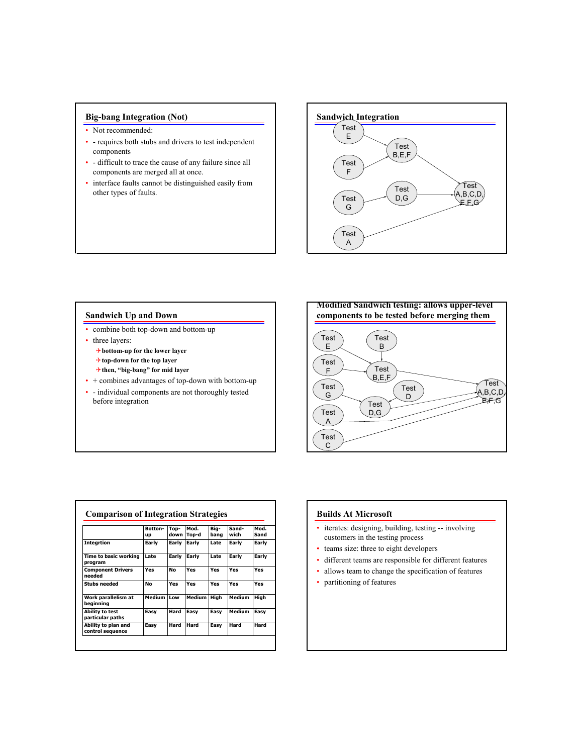## Big-bang Integration (Not)

- Not recommended:
- - requires both stubs and drivers to test independent components
- - difficult to trace the cause of any failure since all components are merged all at once.
- interface faults cannot be distinguished easily from other types of faults.

## Sandwich Integration

Test E → Test B,E,F
Test F → Test B,E,F
Test G → Test D,G
Test B,E,F → Test A,B,C,D,E,F,G
Test D,G → Test A,B,C,D,E,F,G
Test A → Test A,B,C,D,E,F,G

## Sandwich Up and Down

- combine both top-down and bottom-up
- three layers:
  - **bottom-up for the lower layer**
  - **top-down for the top layer**
  - **then, "big-bang" for mid layer**
- + combines advantages of top-down with bottom-up
- - individual components are not thoroughly tested before integration

## Modified Sandwich testing: allows upper-level components to be tested before merging them

Test E → Test B,E,F
Test B → Test B,E,F
Test F → Test B,E,F
Test G → Test D,G
Test D → Test D,G
Test B,E,F → Test A,B,C,D,E,F,G
Test D → Test A,B,C,D,E,F,G
Test D,G → Test A,B,C,D,E,F,G
Test A → Test A,B,C,D,E,F,G
Test C → Test A,B,C,D,E,F,G

## Comparison of Integration Strategies

| | Botton-up | Top-down | Mod. Top-d | Big-bang | Sand-wich | Mod. Sand |
|---|---|---|---|---|---|---|
| Integrtion | Early | Early | Early | Late | Early | Early |
| Time to basic working program | Late | Early | Early | Late | Early | Early |
| Component Drivers needed | Yes | No | Yes | Yes | Yes | Yes |
| Stubs needed | No | Yes | Yes | Yes | Yes | Yes |
| Work parallelism at beginning | Medium | Low | Medium | High | Medium | High |
| Ability to test particular paths | Easy | Hard | Easy | Easy | Medium | Easy |
| Ability to plan and control sequence | Easy | Hard | Hard | Easy | Hard | Hard |

## Builds At Microsoft

- iterates: designing, building, testing -- involving customers in the testing process
- teams size: three to eight developers
- different teams are responsible for different features
- allows team to change the specification of features
- partitioning of features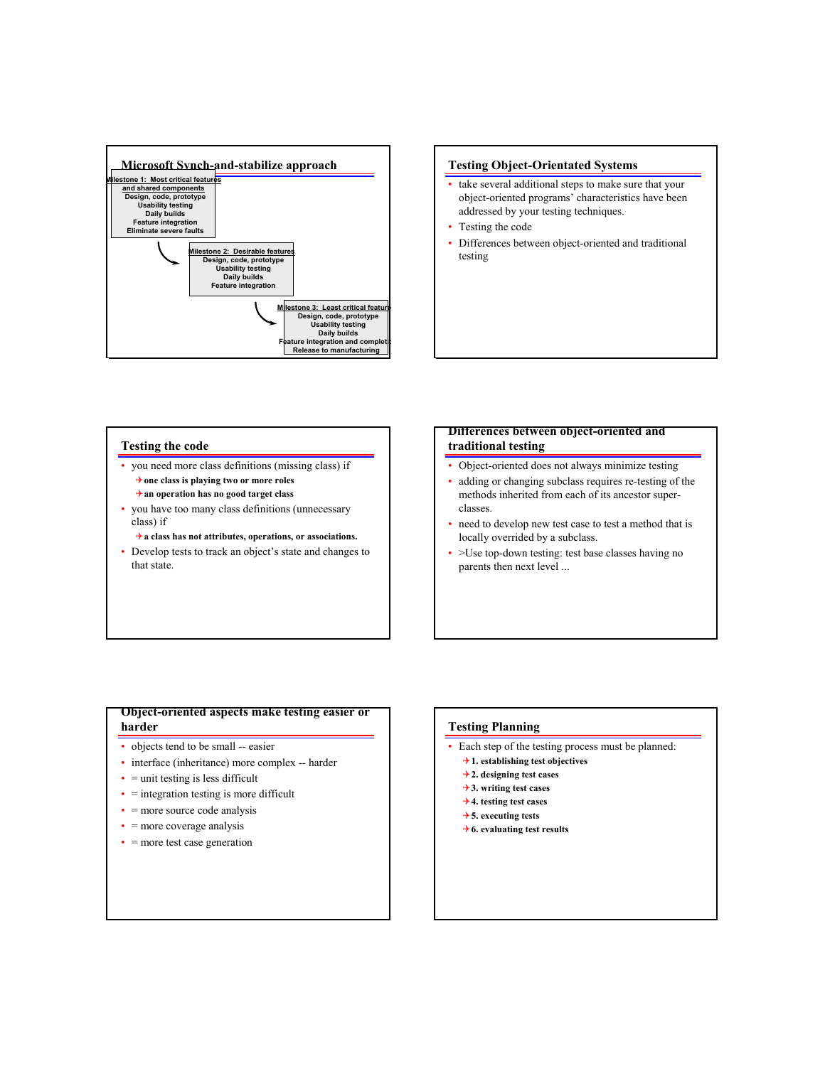## Microsoft Synch-and-stabilize approach

**Milestone 1: Most critical features and shared components**
Design, code, prototype
Usability testing
Daily builds
Feature integration
Eliminate severe faults

**Milestone 2: Desirable features**
Design, code, prototype
Usability testing
Daily builds
Feature integration

**Milestone 3: Least critical features**
Design, code, prototype
Usability testing
Daily builds
Feature integration and completion
Release to manufacturing

## Testing Object-Orientated Systems

- take several additional steps to make sure that your object-oriented programs' characteristics have been addressed by your testing techniques.
- Testing the code
- Differences between object-oriented and traditional testing

## Testing the code

- you need more class definitions (missing class) if
  - **one class is playing two or more roles**
  - **an operation has no good target class**
- you have too many class definitions (unnecessary class) if
  - **a class has not attributes, operations, or associations.**
- Develop tests to track an object's state and changes to that state.

## Differences between object-oriented and traditional testing

- Object-oriented does not always minimize testing
- adding or changing subclass requires re-testing of the methods inherited from each of its ancestor super-classes.
- need to develop new test case to test a method that is locally overrided by a subclass.
- >Use top-down testing: test base classes having no parents then next level ...

## Object-oriented aspects make testing easier or harder

- objects tend to be small -- easier
- interface (inheritance) more complex -- harder
- = unit testing is less difficult
- = integration testing is more difficult
- = more source code analysis
- = more coverage analysis
- = more test case generation

## Testing Planning

- Each step of the testing process must be planned:
  - **1. establishing test objectives**
  - **2. designing test cases**
  - **3. writing test cases**
  - **4. testing test cases**
  - **5. executing tests**
  - **6. evaluating test results**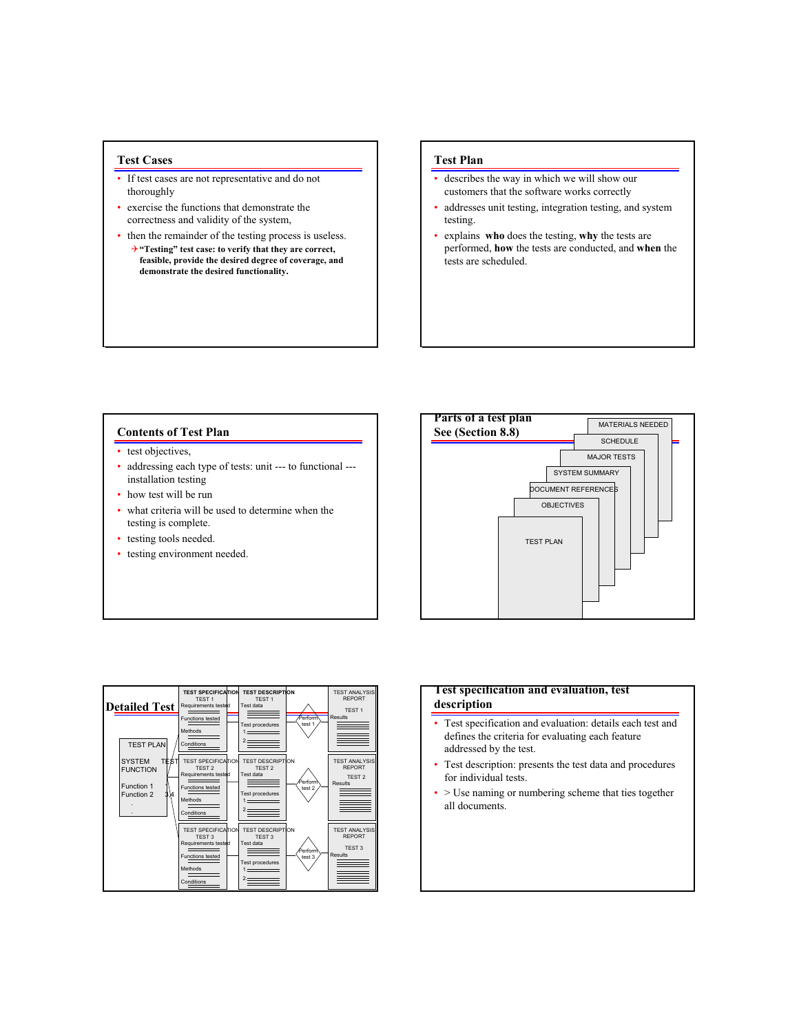## Test Cases

- If test cases are not representative and do not thoroughly
- exercise the functions that demonstrate the correctness and validity of the system,
- then the remainder of the testing process is useless.
  - ✈ **"Testing" test case: to verify that they are correct, feasible, provide the desired degree of coverage, and demonstrate the desired functionality.**

## Test Plan

- describes the way in which we will show our customers that the software works correctly
- addresses unit testing, integration testing, and system testing.
- explains **who** does the testing, **why** the tests are performed, **how** the tests are conducted, and **when** the tests are scheduled.

## Contents of Test Plan

- test objectives,
- addressing each type of tests: unit --- to functional --- installation testing
- how test will be run
- what criteria will be used to determine when the testing is complete.
- testing tools needed.
- testing environment needed.

## Parts of a test plan
## See (Section 8.8)

MATERIALS NEEDED
SCHEDULE
MAJOR TESTS
SYSTEM SUMMARY
DOCUMENT REFERENCES
OBJECTIVES
TEST PLAN

## Detailed Test

TEST PLAN
SYSTEM FUNCTION
Function 1 — TEST 3, 4
Function 2

| TEST SPECIFICATION | TEST DESCRIPTION | | TEST ANALYSIS REPORT |
|---|---|---|---|
| TEST 1: Requirements tested, Functions tested, Methods, Conditions | TEST 1: Test data, Test procedures 1, 2 | Perform test 1 | TEST 1: Results |
| TEST 2: Requirements tested, Functions tested, Methods, Conditions | TEST 2: Test data, Test procedures 1, 2 | Perform test 2 | TEST 2: Results |
| TEST 3: Requirements tested, Functions tested, Methods, Conditions | TEST 3: Test data, Test procedures 1, 2 | Perform test 3 | TEST 3: Results |

## Test specification and evaluation, test description

- Test specification and evaluation: details each test and defines the criteria for evaluating each feature addressed by the test.
- Test description: presents the test data and procedures for individual tests.
- > Use naming or numbering scheme that ties together all documents.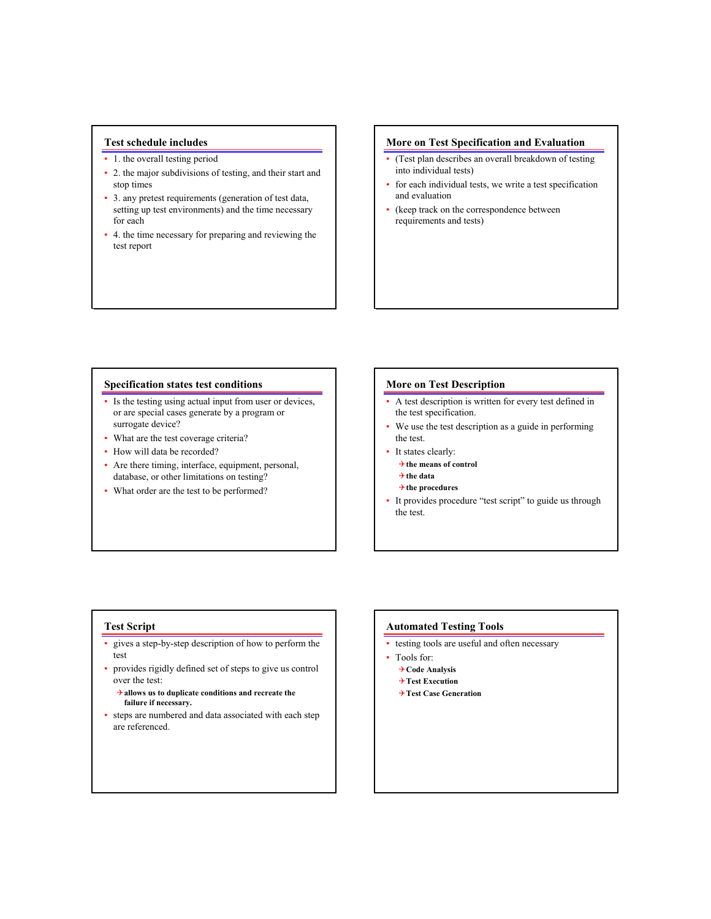## Test schedule includes

- 1. the overall testing period
- 2. the major subdivisions of testing, and their start and stop times
- 3. any pretest requirements (generation of test data, setting up test environments) and the time necessary for each
- 4. the time necessary for preparing and reviewing the test report

## More on Test Specification and Evaluation

- (Test plan describes an overall breakdown of testing into individual tests)
- for each individual tests, we write a test specification and evaluation
- (keep track on the correspondence between requirements and tests)

## Specification states test conditions

- Is the testing using actual input from user or devices, or are special cases generate by a program or surrogate device?
- What are the test coverage criteria?
- How will data be recorded?
- Are there timing, interface, equipment, personal, database, or other limitations on testing?
- What order are the test to be performed?

## More on Test Description

- A test description is written for every test defined in the test specification.
- We use the test description as a guide in performing the test.
- It states clearly:
  - **the means of control**
  - **the data**
  - **the procedures**
- It provides procedure "test script" to guide us through the test.

## Test Script

- gives a step-by-step description of how to perform the test
- provides rigidly defined set of steps to give us control over the test:
  - **allows us to duplicate conditions and recreate the failure if necessary.**
- steps are numbered and data associated with each step are referenced.

## Automated Testing Tools

- testing tools are useful and often necessary
- Tools for:
  - **Code Analysis**
  - **Test Execution**
  - **Test Case Generation**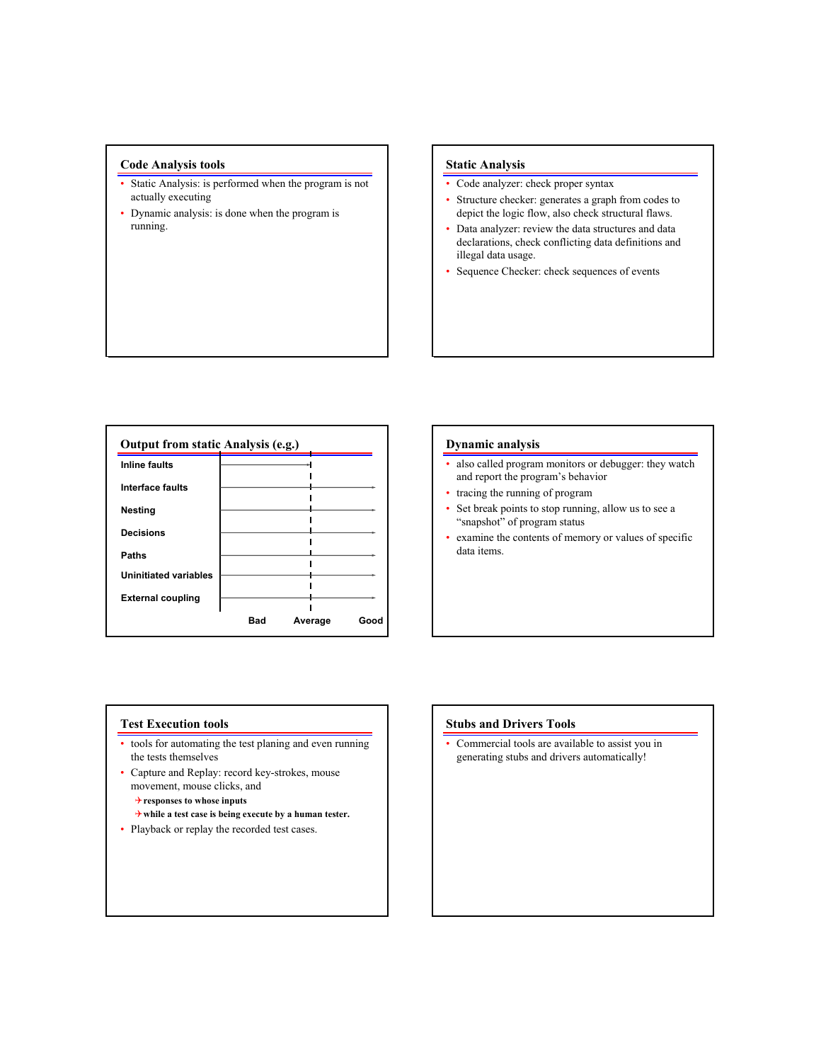## Code Analysis tools

- Static Analysis: is performed when the program is not actually executing
- Dynamic analysis: is done when the program is running.

## Static Analysis

- Code analyzer: check proper syntax
- Structure checker: generates a graph from codes to depict the logic flow, also check structural flaws.
- Data analyzer: review the data structures and data declarations, check conflicting data definitions and illegal data usage.
- Sequence Checker: check sequences of events

## Output from static Analysis (e.g.)

Inline faults

Interface faults

Nesting

Decisions

Paths

Uninitiated variables

External coupling

Bad Average Good

## Dynamic analysis

- also called program monitors or debugger: they watch and report the program's behavior
- tracing the running of program
- Set break points to stop running, allow us to see a "snapshot" of program status
- examine the contents of memory or values of specific data items.

## Test Execution tools

- tools for automating the test planing and even running the tests themselves
- Capture and Replay: record key-strokes, mouse movement, mouse clicks, and
  - **responses to whose inputs**
  - **while a test case is being execute by a human tester.**
- Playback or replay the recorded test cases.

## Stubs and Drivers Tools

- Commercial tools are available to assist you in generating stubs and drivers automatically!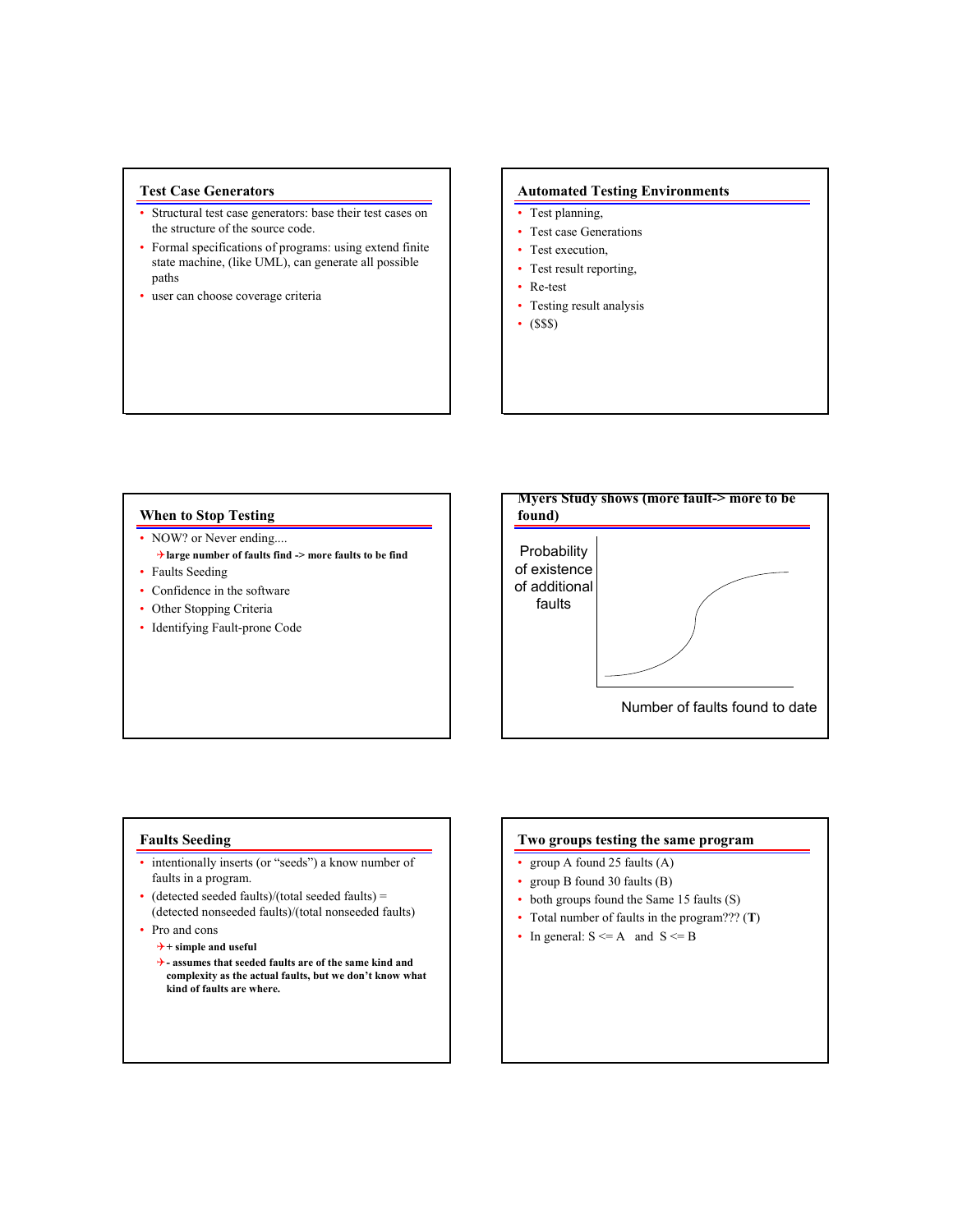## Test Case Generators

- Structural test case generators: base their test cases on the structure of the source code.
- Formal specifications of programs: using extend finite state machine, (like UML), can generate all possible paths
- user can choose coverage criteria

## Automated Testing Environments

- Test planning,
- Test case Generations
- Test execution,
- Test result reporting,
- Re-test
- Testing result analysis
- ($$$)

## When to Stop Testing

- NOW? or Never ending....
  - **large number of faults find -> more faults to be find**
- Faults Seeding
- Confidence in the software
- Other Stopping Criteria
- Identifying Fault-prone Code

## Myers Study shows (more fault-> more to be found)

Probability of existence of additional faults

Number of faults found to date

## Faults Seeding

- intentionally inserts (or "seeds") a know number of faults in a program.
- (detected seeded faults)/(total seeded faults) = (detected nonseeded faults)/(total nonseeded faults)
- Pro and cons
  - **+ simple and useful**
  - **- assumes that seeded faults are of the same kind and complexity as the actual faults, but we don't know what kind of faults are where.**

## Two groups testing the same program

- group A found 25 faults (A)
- group B found 30 faults (B)
- both groups found the Same 15 faults (S)
- Total number of faults in the program??? (**T**)
- In general: S <= A and S <= B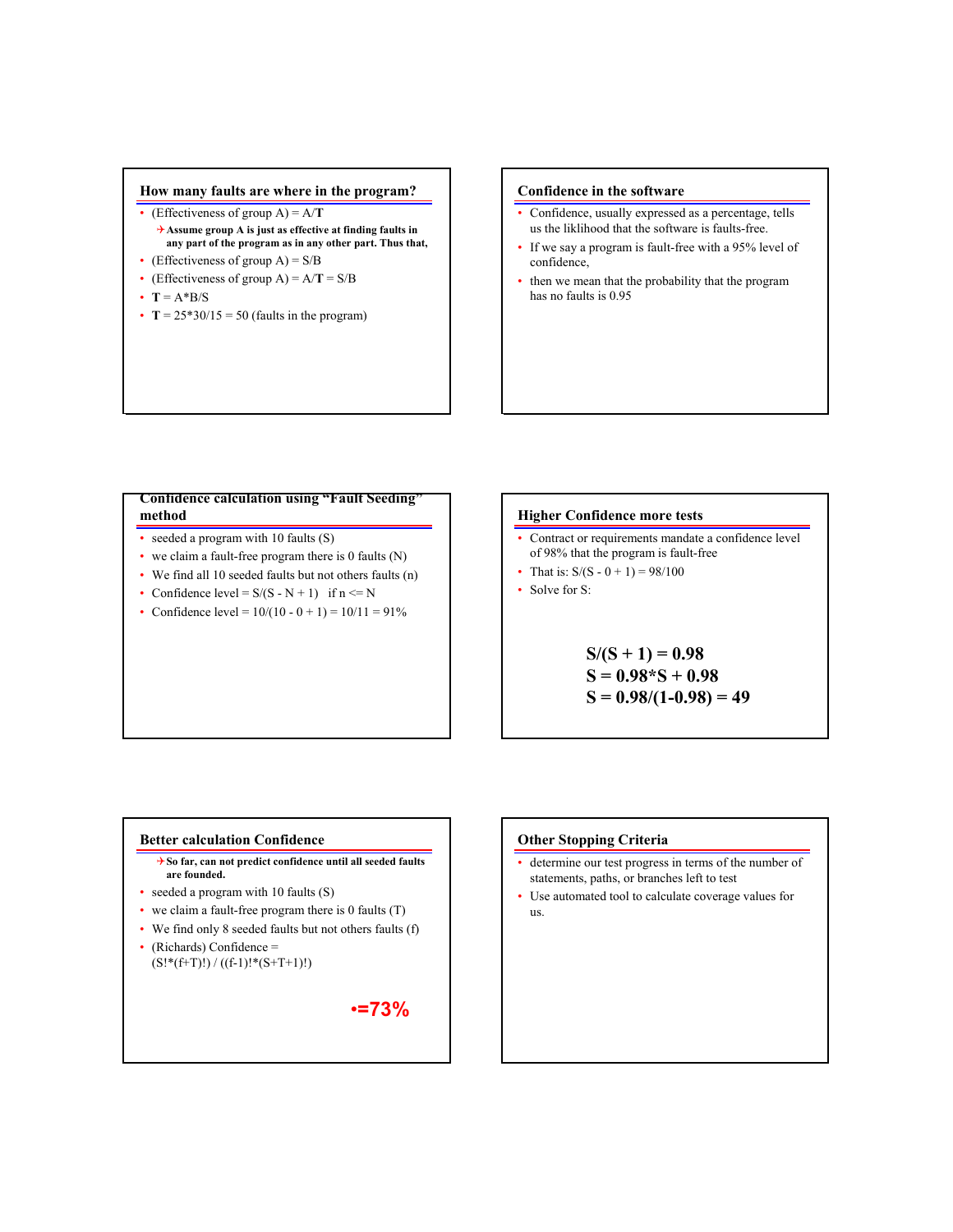## How many faults are where in the program?

- (Effectiveness of group A) = A/**T**
  - ✈ **Assume group A is just as effective at finding faults in any part of the program as in any other part. Thus that,**
- (Effectiveness of group A) = S/B
- (Effectiveness of group A) = A/**T** = S/B
- **T** = A*B/S
- **T** = 25*30/15 = 50 (faults in the program)

## Confidence in the software

- Confidence, usually expressed as a percentage, tells us the liklihood that the software is faults-free.
- If we say a program is fault-free with a 95% level of confidence,
- then we mean that the probability that the program has no faults is 0.95

## Confidence calculation using "Fault Seeding" method

- seeded a program with 10 faults (S)
- we claim a fault-free program there is 0 faults (N)
- We find all 10 seeded faults but not others faults (n)
- Confidence level = S/(S - N + 1)   if n <= N
- Confidence level = 10/(10 - 0 + 1) = 10/11 = 91%

## Higher Confidence more tests

- Contract or requirements mandate a confidence level of 98% that the program is fault-free
- That is: S/(S - 0 + 1) = 98/100
- Solve for S:

**S/(S + 1) = 0.98**
**S = 0.98*S + 0.98**
**S = 0.98/(1-0.98) = 49**

## Better calculation Confidence

- ✈ **So far, can not predict confidence until all seeded faults are founded.**
- seeded a program with 10 faults (S)
- we claim a fault-free program there is 0 faults (T)
- We find only 8 seeded faults but not others faults (f)
- (Richards) Confidence = (S!*(f+T)!) / ((f-1)!*(S+T+1)!)

•=73%

## Other Stopping Criteria

- determine our test progress in terms of the number of statements, paths, or branches left to test
- Use automated tool to calculate coverage values for us.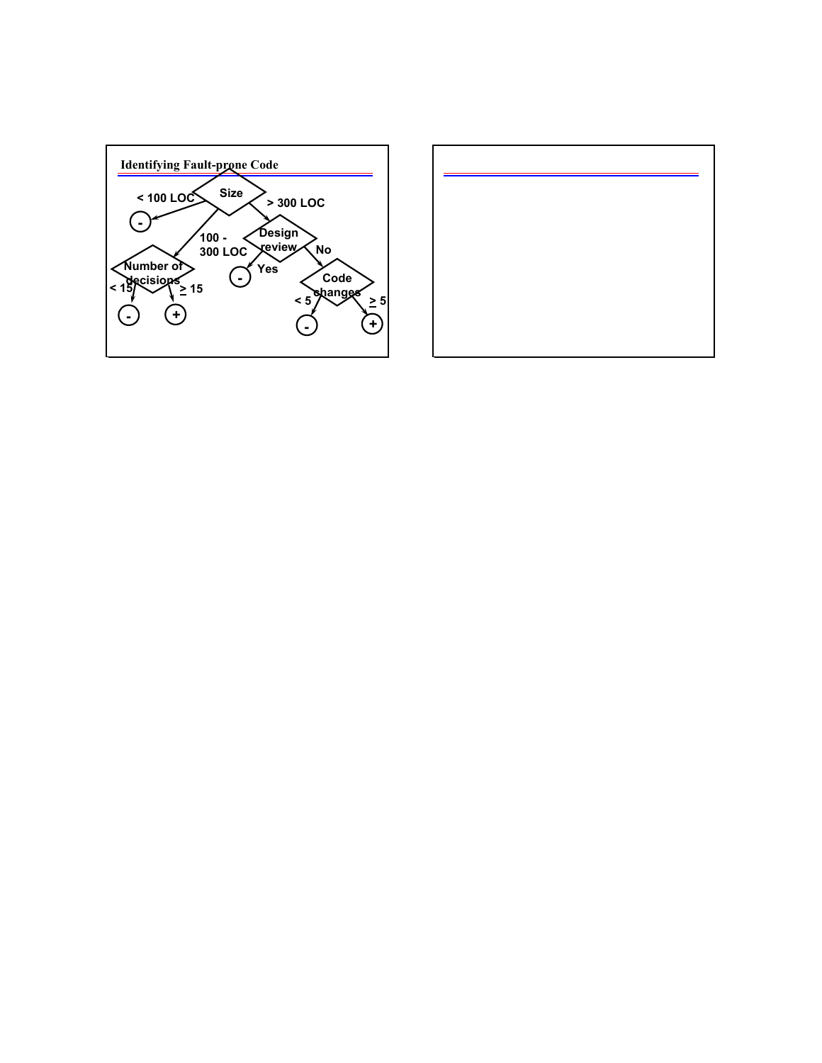## Identifying Fault-prone Code

Size

< 100 LOC

> 300 LOC

100 - 300 LOC

-

Design review

Yes

No

-

Number of decisions

< 15

≥ 15

-

+

Code changes

< 5

≥ 5

-

+